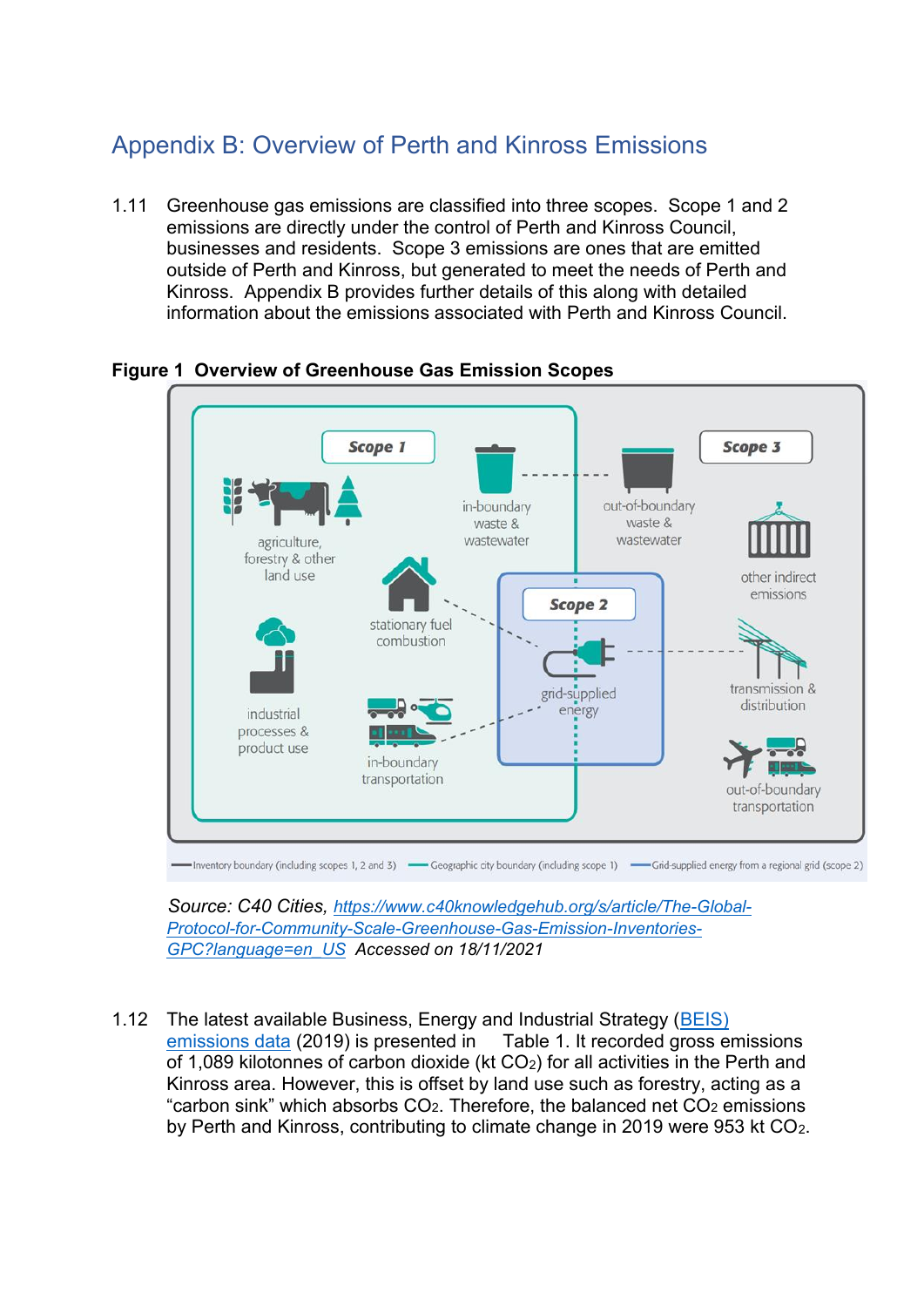# Appendix B: Overview of Perth and Kinross Emissions

1.11 Greenhouse gas emissions are classified into three scopes. Scope 1 and 2 emissions are directly under the control of Perth and Kinross Council, businesses and residents. Scope 3 emissions are ones that are emitted outside of Perth and Kinross, but generated to meet the needs of Perth and Kinross. Appendix B provides further details of this along with detailed information about the emissions associated with Perth and Kinross Council.

**Figure 1 Overview of Greenhouse Gas Emission Scopes**

Scope 1

agriculture, forestry & other land use

in-boundary waste & wastewater

stationary fuel combustion

industrial processes & product use

in-boundary transportation

Scope 2

grid-supplied energy

Scope 3

out-of-boundary waste & wastewater

other indirect emissions

transmission & distribution

out-of-boundary transportation

Inventory boundary (including scopes 1, 2 and 3) — Geographic city boundary (including scope 1) — Grid-supplied energy from a regional grid (scope 2)

*Source: C40 Cities, [https://www.c40knowledgehub.org/s/article/The-Global-Protocol-for-Community-Scale-Greenhouse-Gas-Emission-Inventories-GPC?language=en_US](https://www.c40knowledgehub.org/s/article/The-Global-Protocol-for-Community-Scale-Greenhouse-Gas-Emission-Inventories-GPC?language=en_US) Accessed on 18/11/2021*

1.12 The latest available Business, Energy and Industrial Strategy (BEIS) emissions data (2019) is presented in Table 1. It recorded gross emissions of 1,089 kilotonnes of carbon dioxide (kt $CO_2$) for all activities in the Perth and Kinross area. However, this is offset by land use such as forestry, acting as a "carbon sink" which absorbs $CO_2$. Therefore, the balanced net $CO_2$ emissions by Perth and Kinross, contributing to climate change in 2019 were 953 kt $CO_2$.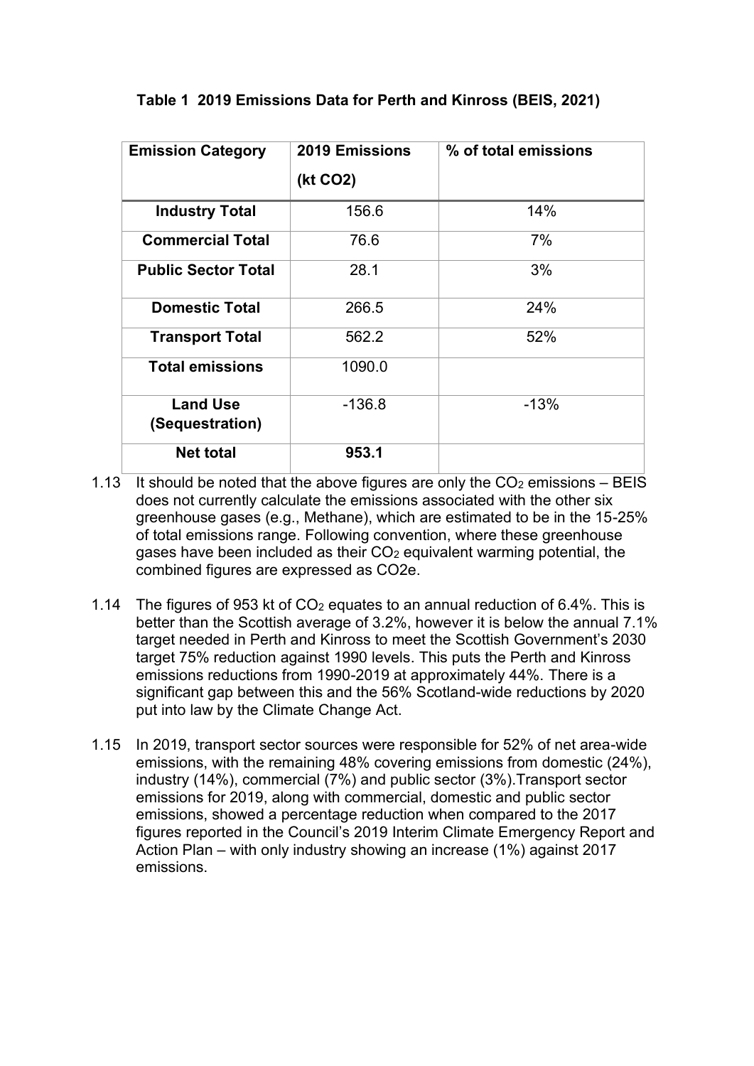**Table 1 2019 Emissions Data for Perth and Kinross (BEIS, 2021)**

| Emission Category | 2019 Emissions (kt CO2) | % of total emissions |
|---|---|---|
| **Industry Total** | 156.6 | 14% |
| **Commercial Total** | 76.6 | 7% |
| **Public Sector Total** | 28.1 | 3% |
| **Domestic Total** | 266.5 | 24% |
| **Transport Total** | 562.2 | 52% |
| **Total emissions** | 1090.0 | |
| **Land Use (Sequestration)** | -136.8 | -13% |
| **Net total** | **953.1** | |

1.13 It should be noted that the above figures are only the $CO_2$ emissions – BEIS does not currently calculate the emissions associated with the other six greenhouse gases (e.g., Methane), which are estimated to be in the 15-25% of total emissions range. Following convention, where these greenhouse gases have been included as their $CO_2$ equivalent warming potential, the combined figures are expressed as CO2e.

1.14 The figures of 953 kt of $CO_2$ equates to an annual reduction of 6.4%. This is better than the Scottish average of 3.2%, however it is below the annual 7.1% target needed in Perth and Kinross to meet the Scottish Government's 2030 target 75% reduction against 1990 levels. This puts the Perth and Kinross emissions reductions from 1990-2019 at approximately 44%. There is a significant gap between this and the 56% Scotland-wide reductions by 2020 put into law by the Climate Change Act.

1.15 In 2019, transport sector sources were responsible for 52% of net area-wide emissions, with the remaining 48% covering emissions from domestic (24%), industry (14%), commercial (7%) and public sector (3%).Transport sector emissions for 2019, along with commercial, domestic and public sector emissions, showed a percentage reduction when compared to the 2017 figures reported in the Council's 2019 Interim Climate Emergency Report and Action Plan – with only industry showing an increase (1%) against 2017 emissions.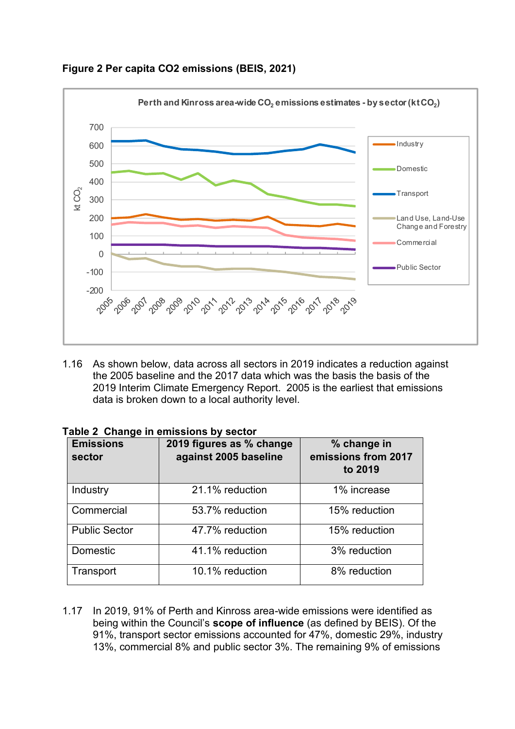**Figure 2 Per capita CO2 emissions (BEIS, 2021)**

1.16 As shown below, data across all sectors in 2019 indicates a reduction against the 2005 baseline and the 2017 data which was the basis the basis of the 2019 Interim Climate Emergency Report. 2005 is the earliest that emissions data is broken down to a local authority level.

**Table 2 Change in emissions by sector**

| Emissions sector | 2019 figures as % change against 2005 baseline | % change in emissions from 2017 to 2019 |
|---|---|---|
| Industry | 21.1% reduction | 1% increase |
| Commercial | 53.7% reduction | 15% reduction |
| Public Sector | 47.7% reduction | 15% reduction |
| Domestic | 41.1% reduction | 3% reduction |
| Transport | 10.1% reduction | 8% reduction |

1.17 In 2019, 91% of Perth and Kinross area-wide emissions were identified as being within the Council's **scope of influence** (as defined by BEIS). Of the 91%, transport sector emissions accounted for 47%, domestic 29%, industry 13%, commercial 8% and public sector 3%. The remaining 9% of emissions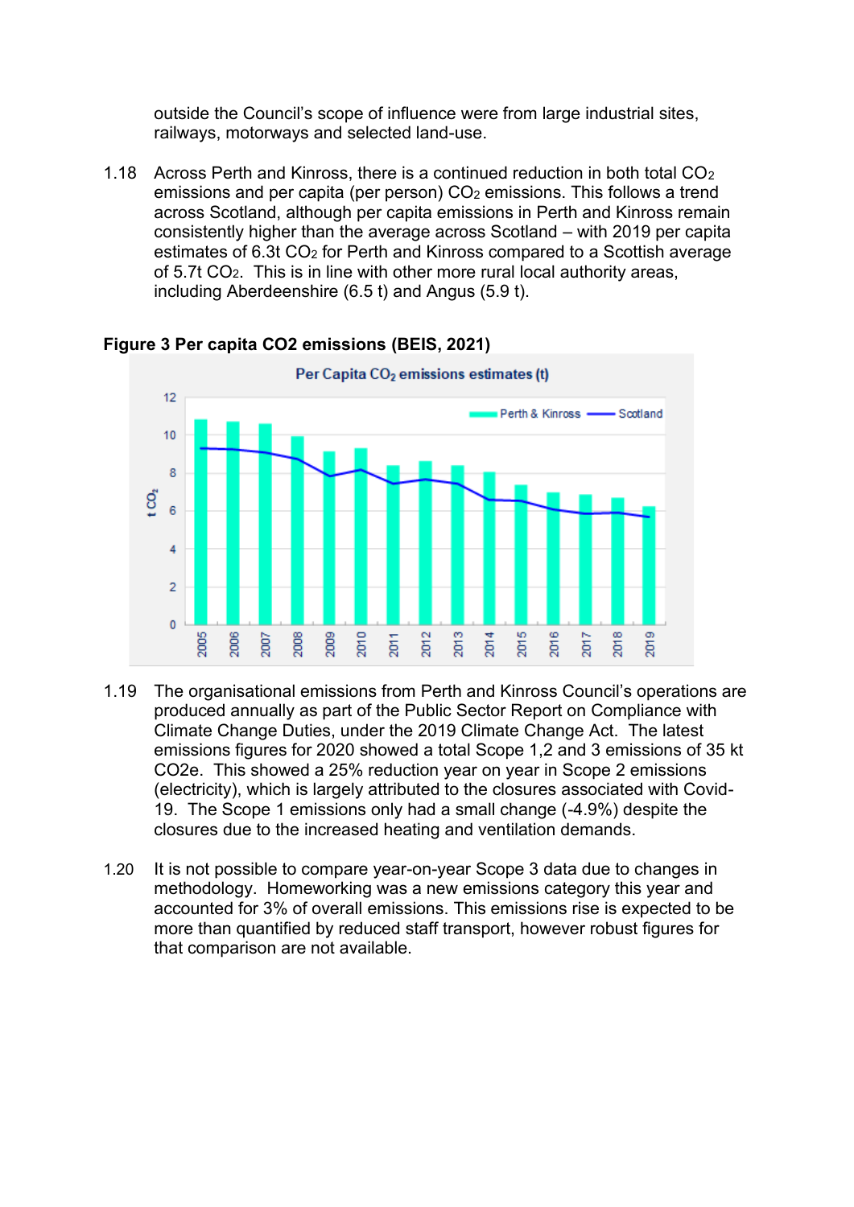outside the Council's scope of influence were from large industrial sites, railways, motorways and selected land-use.

1.18 Across Perth and Kinross, there is a continued reduction in both total $CO_2$ emissions and per capita (per person) $CO_2$ emissions. This follows a trend across Scotland, although per capita emissions in Perth and Kinross remain consistently higher than the average across Scotland – with 2019 per capita estimates of 6.3t $CO_2$ for Perth and Kinross compared to a Scottish average of 5.7t $CO_2$. This is in line with other more rural local authority areas, including Aberdeenshire (6.5 t) and Angus (5.9 t).

**Figure 3 Per capita CO2 emissions (BEIS, 2021)**

1.19 The organisational emissions from Perth and Kinross Council's operations are produced annually as part of the Public Sector Report on Compliance with Climate Change Duties, under the 2019 Climate Change Act. The latest emissions figures for 2020 showed a total Scope 1,2 and 3 emissions of 35 kt CO2e. This showed a 25% reduction year on year in Scope 2 emissions (electricity), which is largely attributed to the closures associated with Covid-19. The Scope 1 emissions only had a small change (-4.9%) despite the closures due to the increased heating and ventilation demands.

1.20 It is not possible to compare year-on-year Scope 3 data due to changes in methodology. Homeworking was a new emissions category this year and accounted for 3% of overall emissions. This emissions rise is expected to be more than quantified by reduced staff transport, however robust figures for that comparison are not available.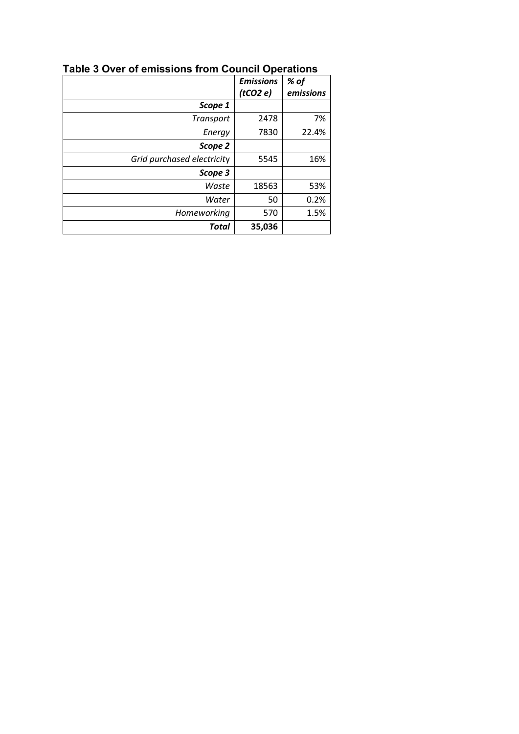**Table 3 Over of emissions from Council Operations**

| | *Emissions ($tCO_2$ e)* | *% of emissions* |
|---|---|---|
| ***Scope 1*** | | |
| *Transport* | 2478 | 7% |
| *Energy* | 7830 | 22.4% |
| ***Scope 2*** | | |
| *Grid purchased electricity* | 5545 | 16% |
| ***Scope 3*** | | |
| *Waste* | 18563 | 53% |
| *Water* | 50 | 0.2% |
| *Homeworking* | 570 | 1.5% |
| ***Total*** | **35,036** | |